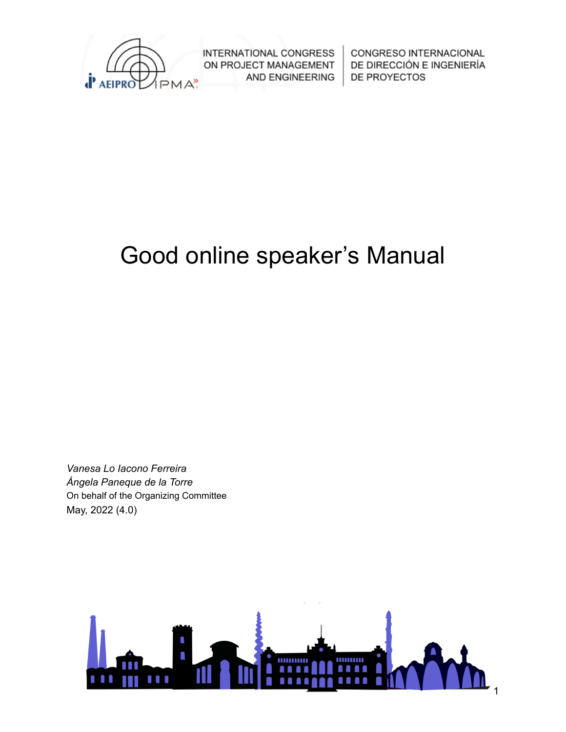INTERNATIONAL CONGRESS ON PROJECT MANAGEMENT AND ENGINEERING | CONGRESO INTERNACIONAL DE DIRECCIÓN E INGENIERÍA DE PROYECTOS

# Good online speaker's Manual

*Vanesa Lo Iacono Ferreira*
*Ángela Paneque de la Torre*
On behalf of the Organizing Committee
May, 2022 (4.0)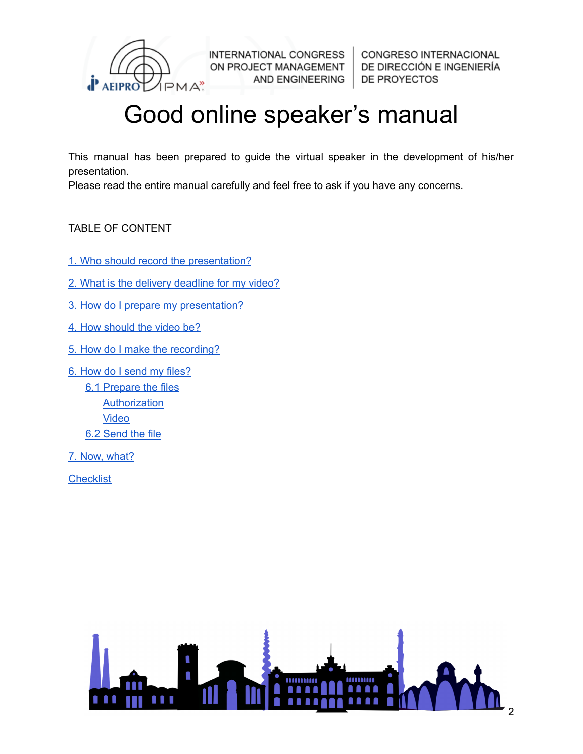# Good online speaker's manual

This manual has been prepared to guide the virtual speaker in the development of his/her presentation.
Please read the entire manual carefully and feel free to ask if you have any concerns.

TABLE OF CONTENT

1. Who should record the presentation?
2. What is the delivery deadline for my video?
3. How do I prepare my presentation?
4. How should the video be?
5. How do I make the recording?
6. How do I send my files?
    - 6.1 Prepare the files
        - Authorization
        - Video
    - 6.2 Send the file
7. Now, what?

Checklist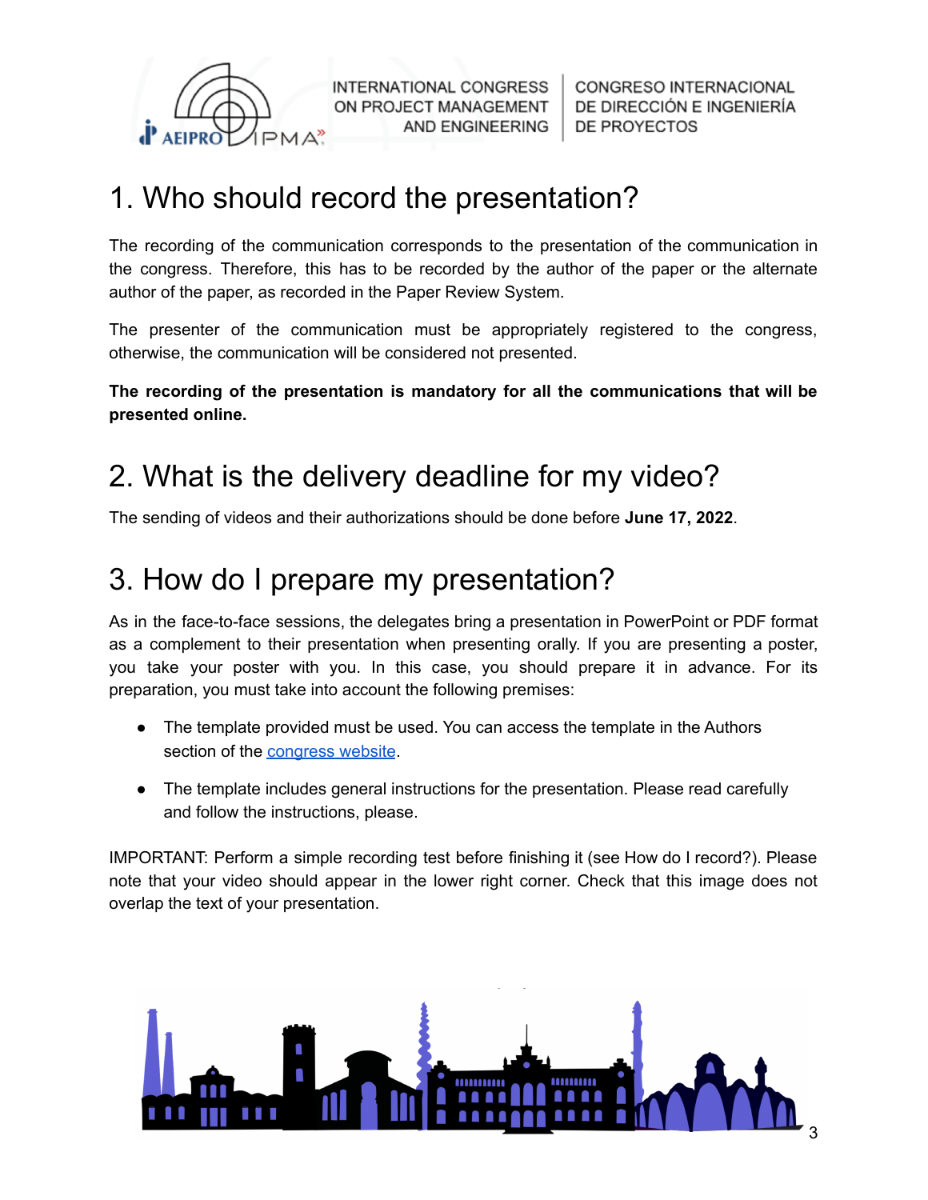# 1. Who should record the presentation?

The recording of the communication corresponds to the presentation of the communication in the congress. Therefore, this has to be recorded by the author of the paper or the alternate author of the paper, as recorded in the Paper Review System.

The presenter of the communication must be appropriately registered to the congress, otherwise, the communication will be considered not presented.

**The recording of the presentation is mandatory for all the communications that will be presented online.**

# 2. What is the delivery deadline for my video?

The sending of videos and their authorizations should be done before **June 17, 2022**.

# 3. How do I prepare my presentation?

As in the face-to-face sessions, the delegates bring a presentation in PowerPoint or PDF format as a complement to their presentation when presenting orally. If you are presenting a poster, you take your poster with you. In this case, you should prepare it in advance. For its preparation, you must take into account the following premises:

- The template provided must be used. You can access the template in the Authors section of the congress website.
- The template includes general instructions for the presentation. Please read carefully and follow the instructions, please.

IMPORTANT: Perform a simple recording test before finishing it (see How do I record?). Please note that your video should appear in the lower right corner. Check that this image does not overlap the text of your presentation.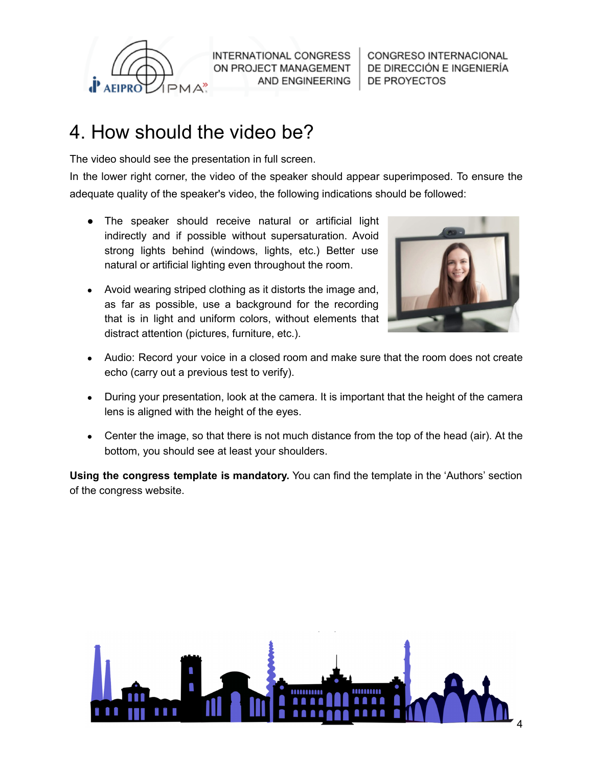# 4. How should the video be?

The video should see the presentation in full screen.

In the lower right corner, the video of the speaker should appear superimposed. To ensure the adequate quality of the speaker's video, the following indications should be followed:

- The speaker should receive natural or artificial light indirectly and if possible without supersaturation. Avoid strong lights behind (windows, lights, etc.) Better use natural or artificial lighting even throughout the room.
- Avoid wearing striped clothing as it distorts the image and, as far as possible, use a background for the recording that is in light and uniform colors, without elements that distract attention (pictures, furniture, etc.).
- Audio: Record your voice in a closed room and make sure that the room does not create echo (carry out a previous test to verify).
- During your presentation, look at the camera. It is important that the height of the camera lens is aligned with the height of the eyes.
- Center the image, so that there is not much distance from the top of the head (air). At the bottom, you should see at least your shoulders.

**Using the congress template is mandatory.** You can find the template in the 'Authors' section of the congress website.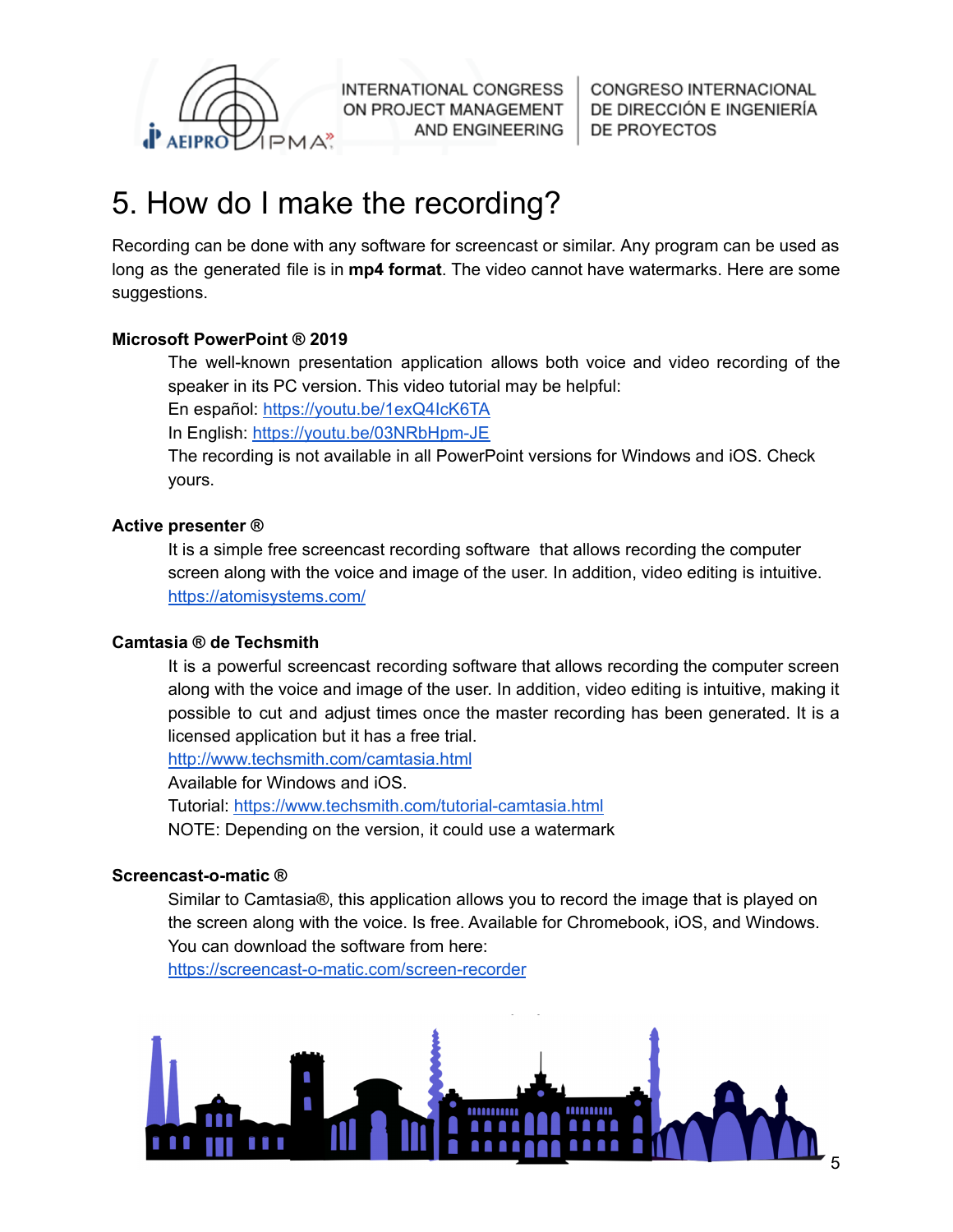# 5. How do I make the recording?

Recording can be done with any software for screencast or similar. Any program can be used as long as the generated file is in **mp4 format**. The video cannot have watermarks. Here are some suggestions.

**Microsoft PowerPoint ® 2019**

The well-known presentation application allows both voice and video recording of the speaker in its PC version. This video tutorial may be helpful:
En español: https://youtu.be/1exQ4IcK6TA
In English: https://youtu.be/03NRbHpm-JE
The recording is not available in all PowerPoint versions for Windows and iOS. Check yours.

**Active presenter ®**

It is a simple free screencast recording software that allows recording the computer screen along with the voice and image of the user. In addition, video editing is intuitive.
https://atomisystems.com/

**Camtasia ® de Techsmith**

It is a powerful screencast recording software that allows recording the computer screen along with the voice and image of the user. In addition, video editing is intuitive, making it possible to cut and adjust times once the master recording has been generated. It is a licensed application but it has a free trial.
http://www.techsmith.com/camtasia.html
Available for Windows and iOS.
Tutorial: https://www.techsmith.com/tutorial-camtasia.html
NOTE: Depending on the version, it could use a watermark

**Screencast-o-matic ®**

Similar to Camtasia®, this application allows you to record the image that is played on the screen along with the voice. Is free. Available for Chromebook, iOS, and Windows.
You can download the software from here:
https://screencast-o-matic.com/screen-recorder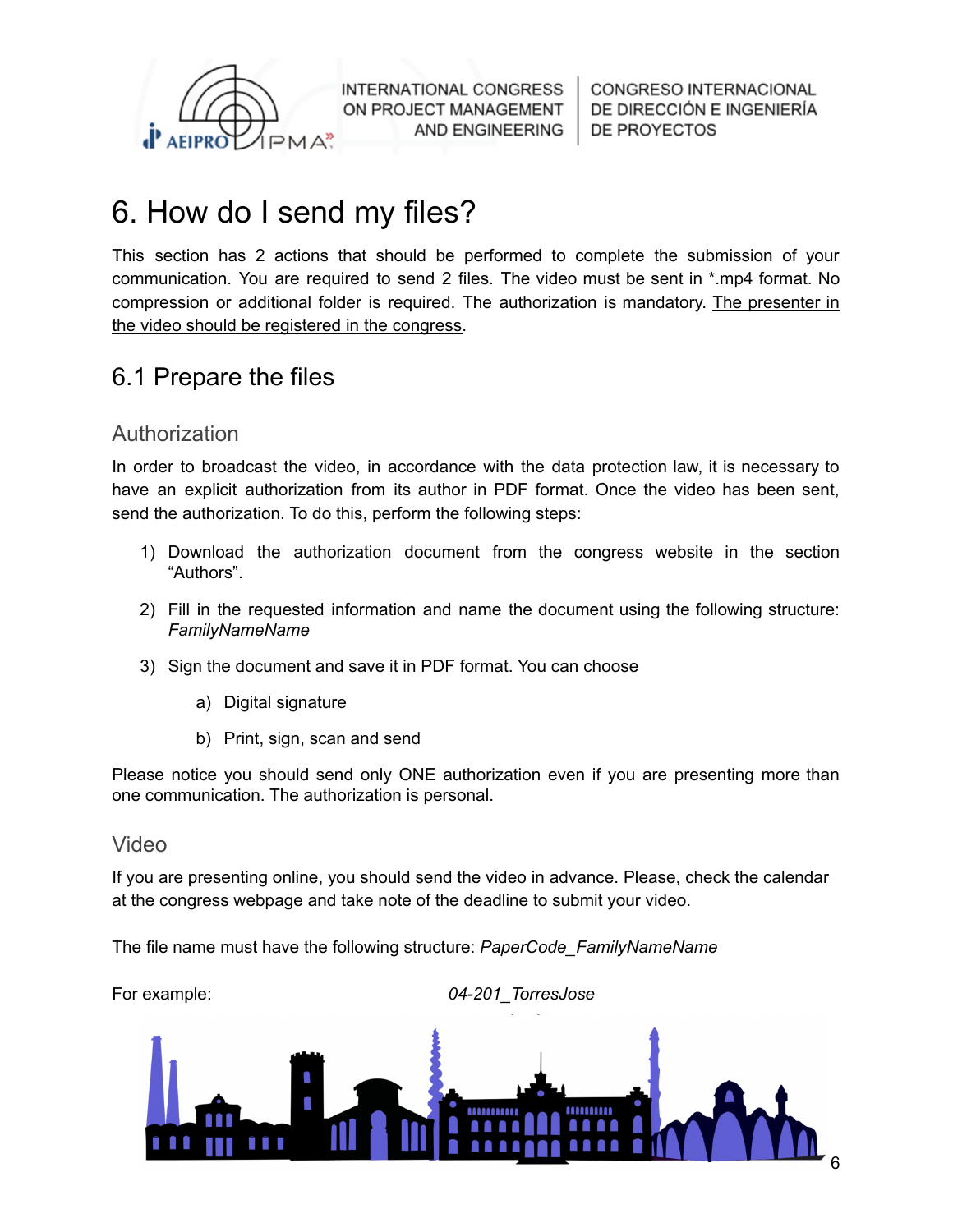# 6. How do I send my files?

This section has 2 actions that should be performed to complete the submission of your communication. You are required to send 2 files. The video must be sent in *.mp4 format. No compression or additional folder is required. The authorization is mandatory. The presenter in the video should be registered in the congress.

## 6.1 Prepare the files

### Authorization

In order to broadcast the video, in accordance with the data protection law, it is necessary to have an explicit authorization from its author in PDF format. Once the video has been sent, send the authorization. To do this, perform the following steps:

1) Download the authorization document from the congress website in the section "Authors".
2) Fill in the requested information and name the document using the following structure: *FamilyNameName*
3) Sign the document and save it in PDF format. You can choose
   a) Digital signature
   b) Print, sign, scan and send

Please notice you should send only ONE authorization even if you are presenting more than one communication. The authorization is personal.

### Video

If you are presenting online, you should send the video in advance. Please, check the calendar at the congress webpage and take note of the deadline to submit your video.

The file name must have the following structure: *PaperCode_FamilyNameName*

For example: *04-201_TorresJose*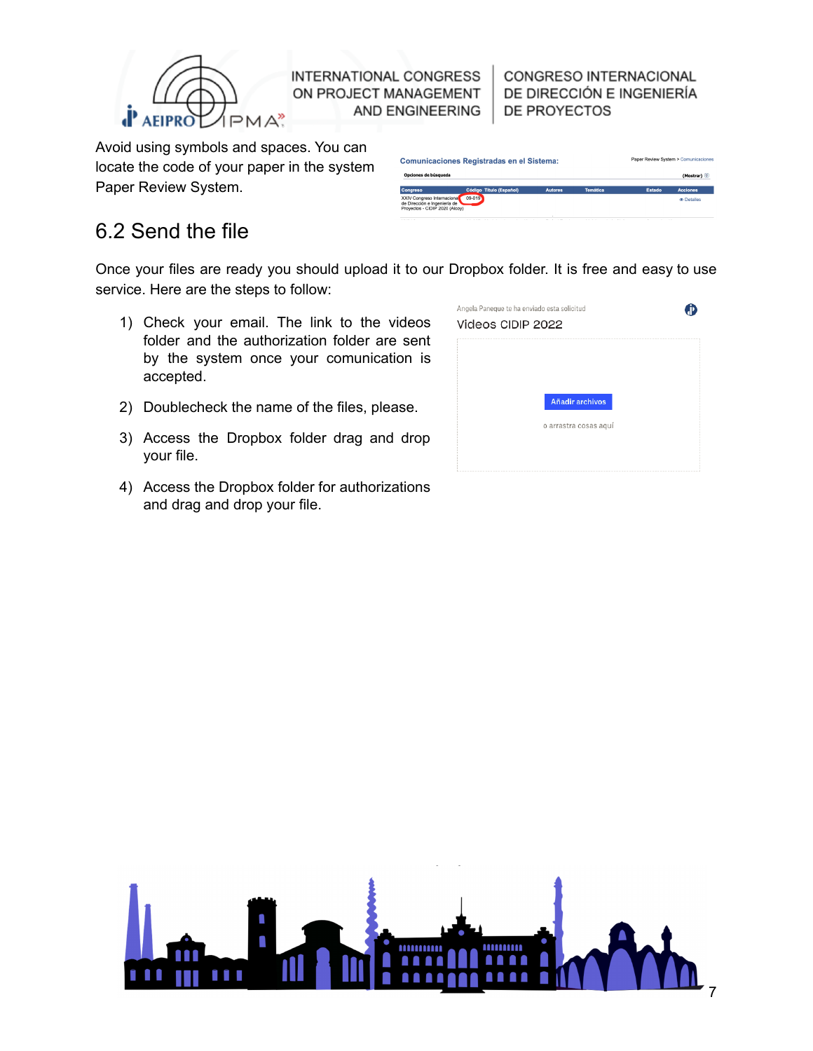Avoid using symbols and spaces. You can locate the code of your paper in the system Paper Review System.

## 6.2 Send the file

Once your files are ready you should upload it to our Dropbox folder. It is free and easy to use service. Here are the steps to follow:

1) Check your email. The link to the videos folder and the authorization folder are sent by the system once your comunication is accepted.
2) Doublecheck the name of the files, please.
3) Access the Dropbox folder drag and drop your file.
4) Access the Dropbox folder for authorizations and drag and drop your file.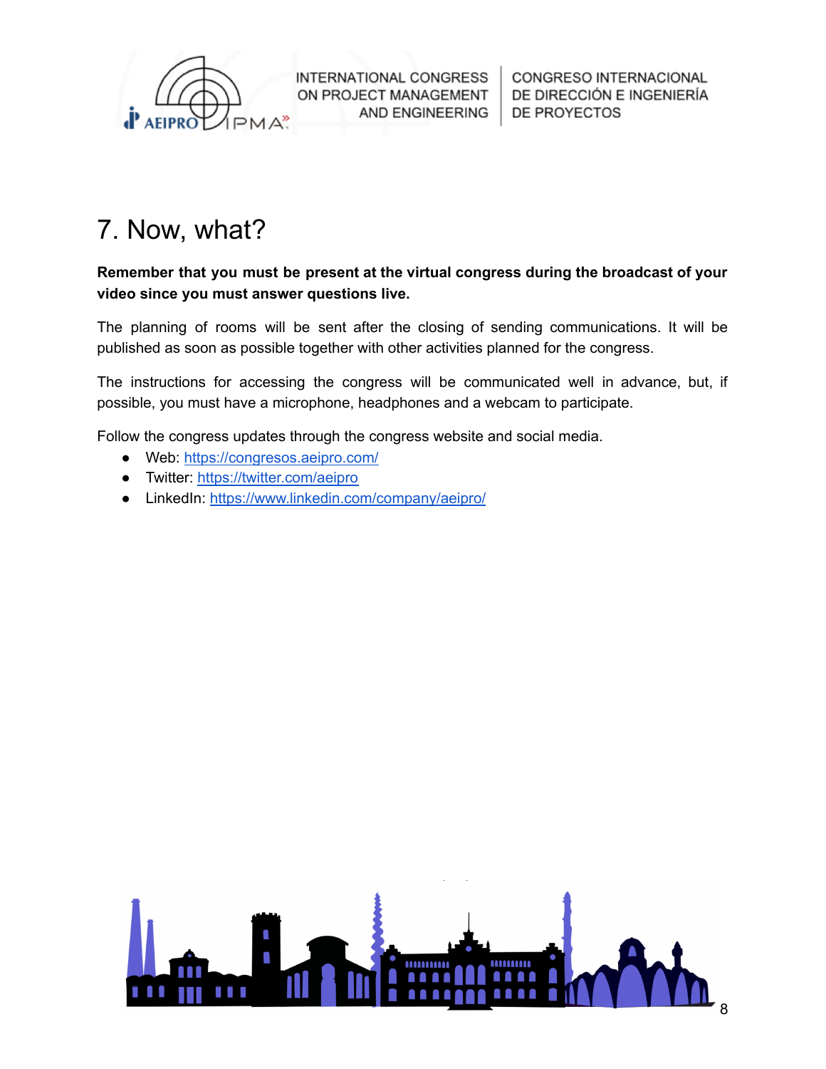# 7. Now, what?

**Remember that you must be present at the virtual congress during the broadcast of your video since you must answer questions live.**

The planning of rooms will be sent after the closing of sending communications. It will be published as soon as possible together with other activities planned for the congress.

The instructions for accessing the congress will be communicated well in advance, but, if possible, you must have a microphone, headphones and a webcam to participate.

Follow the congress updates through the congress website and social media.

- Web: https://congresos.aeipro.com/
- Twitter: https://twitter.com/aeipro
- LinkedIn: https://www.linkedin.com/company/aeipro/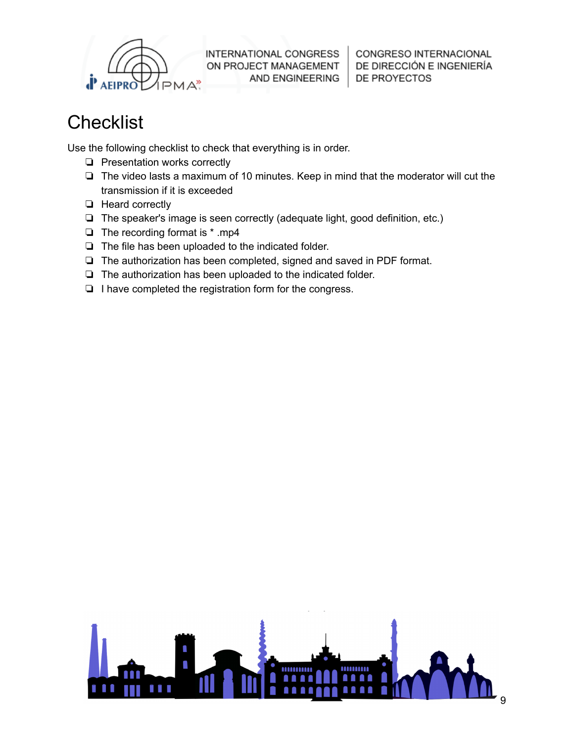# Checklist

Use the following checklist to check that everything is in order.

- ❏ Presentation works correctly
- ❏ The video lasts a maximum of 10 minutes. Keep in mind that the moderator will cut the transmission if it is exceeded
- ❏ Heard correctly
- ❏ The speaker's image is seen correctly (adequate light, good definition, etc.)
- ❏ The recording format is * .mp4
- ❏ The file has been uploaded to the indicated folder.
- ❏ The authorization has been completed, signed and saved in PDF format.
- ❏ The authorization has been uploaded to the indicated folder.
- ❏ I have completed the registration form for the congress.